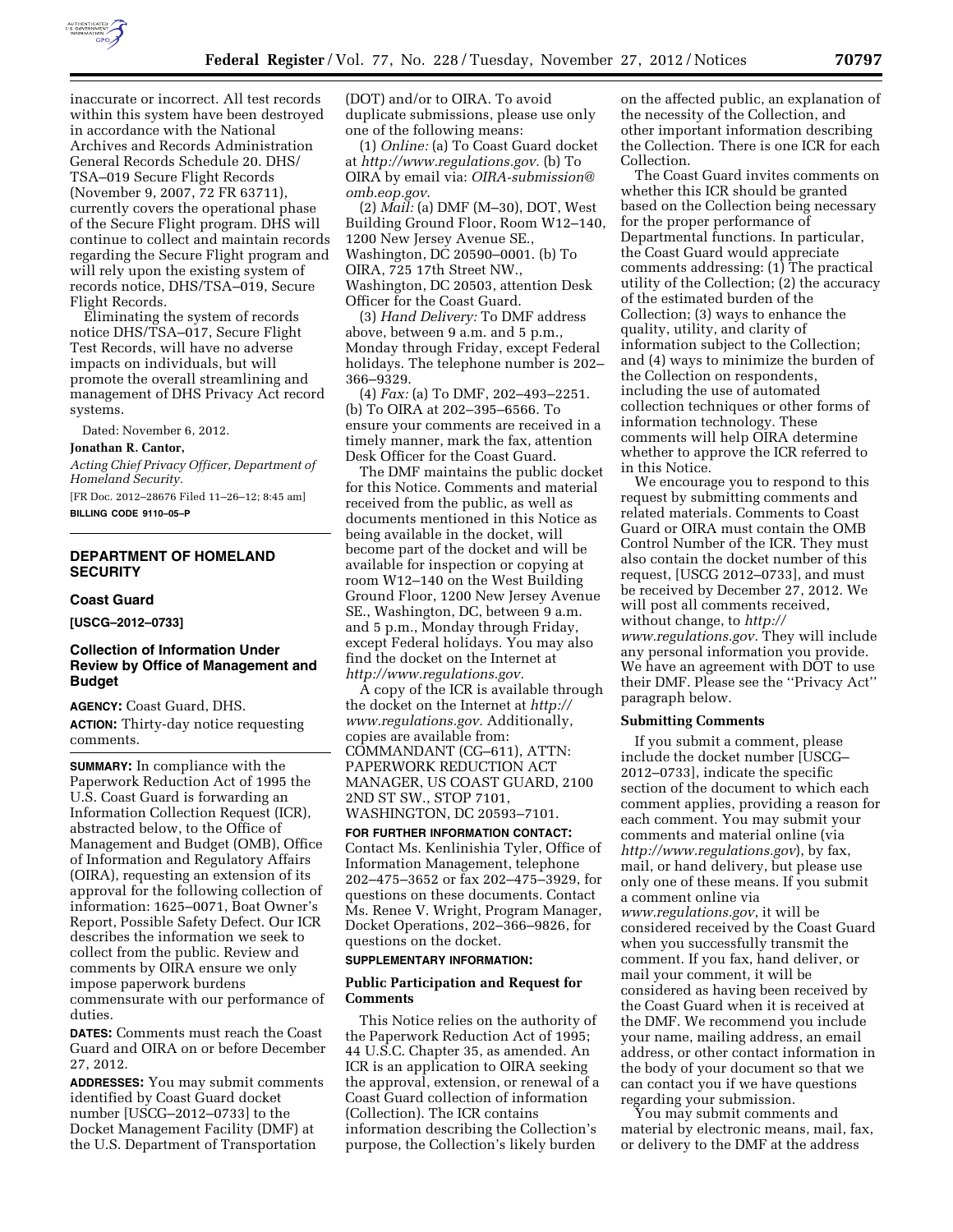inaccurate or incorrect. All test records within this system have been destroyed in accordance with the National Archives and Records Administration General Records Schedule 20. DHS/TSA–019 Secure Flight Records (November 9, 2007, 72 FR 63711), currently covers the operational phase of the Secure Flight program. DHS will continue to collect and maintain records regarding the Secure Flight program and will rely upon the existing system of records notice, DHS/TSA–019, Secure Flight Records.

Eliminating the system of records notice DHS/TSA–017, Secure Flight Test Records, will have no adverse impacts on individuals, but will promote the overall streamlining and management of DHS Privacy Act record systems.

Dated: November 6, 2012.

**Jonathan R. Cantor,**

*Acting Chief Privacy Officer, Department of Homeland Security.*

[FR Doc. 2012–28676 Filed 11–26–12; 8:45 am]

**BILLING CODE 9110–05–P**

---

## DEPARTMENT OF HOMELAND SECURITY

### Coast Guard

**[USCG–2012–0733]**

### Collection of Information Under Review by Office of Management and Budget

**AGENCY:** Coast Guard, DHS.

**ACTION:** Thirty-day notice requesting comments.

**SUMMARY:** In compliance with the Paperwork Reduction Act of 1995 the U.S. Coast Guard is forwarding an Information Collection Request (ICR), abstracted below, to the Office of Management and Budget (OMB), Office of Information and Regulatory Affairs (OIRA), requesting an extension of its approval for the following collection of information: 1625–0071, Boat Owner's Report, Possible Safety Defect. Our ICR describes the information we seek to collect from the public. Review and comments by OIRA ensure we only impose paperwork burdens commensurate with our performance of duties.

**DATES:** Comments must reach the Coast Guard and OIRA on or before December 27, 2012.

**ADDRESSES:** You may submit comments identified by Coast Guard docket number [USCG–2012–0733] to the Docket Management Facility (DMF) at the U.S. Department of Transportation (DOT) and/or to OIRA. To avoid duplicate submissions, please use only one of the following means:

(1) *Online:* (a) To Coast Guard docket at *http://www.regulations.gov.* (b) To OIRA by email via: *OIRA-submission@omb.eop.gov*.

(2) *Mail:* (a) DMF (M–30), DOT, West Building Ground Floor, Room W12–140, 1200 New Jersey Avenue SE., Washington, DC 20590–0001. (b) To OIRA, 725 17th Street NW., Washington, DC 20503, attention Desk Officer for the Coast Guard.

(3) *Hand Delivery:* To DMF address above, between 9 a.m. and 5 p.m., Monday through Friday, except Federal holidays. The telephone number is 202–366–9329.

(4) *Fax:* (a) To DMF, 202–493–2251. (b) To OIRA at 202–395–6566. To ensure your comments are received in a timely manner, mark the fax, attention Desk Officer for the Coast Guard.

The DMF maintains the public docket for this Notice. Comments and material received from the public, as well as documents mentioned in this Notice as being available in the docket, will become part of the docket and will be available for inspection or copying at room W12–140 on the West Building Ground Floor, 1200 New Jersey Avenue SE., Washington, DC, between 9 a.m. and 5 p.m., Monday through Friday, except Federal holidays. You may also find the docket on the Internet at *http://www.regulations.gov.*

A copy of the ICR is available through the docket on the Internet at *http://www.regulations.gov.* Additionally, copies are available from: COMMANDANT (CG–611), ATTN: PAPERWORK REDUCTION ACT MANAGER, US COAST GUARD, 2100 2ND ST SW., STOP 7101, WASHINGTON, DC 20593–7101.

**FOR FURTHER INFORMATION CONTACT:** Contact Ms. Kenlinishia Tyler, Office of Information Management, telephone 202–475–3652 or fax 202–475–3929, for questions on these documents. Contact Ms. Renee V. Wright, Program Manager, Docket Operations, 202–366–9826, for questions on the docket.

**SUPPLEMENTARY INFORMATION:**

### Public Participation and Request for Comments

This Notice relies on the authority of the Paperwork Reduction Act of 1995; 44 U.S.C. Chapter 35, as amended. An ICR is an application to OIRA seeking the approval, extension, or renewal of a Coast Guard collection of information (Collection). The ICR contains information describing the Collection's purpose, the Collection's likely burden on the affected public, an explanation of the necessity of the Collection, and other important information describing the Collection. There is one ICR for each Collection.

The Coast Guard invites comments on whether this ICR should be granted based on the Collection being necessary for the proper performance of Departmental functions. In particular, the Coast Guard would appreciate comments addressing: (1) The practical utility of the Collection; (2) the accuracy of the estimated burden of the Collection; (3) ways to enhance the quality, utility, and clarity of information subject to the Collection; and (4) ways to minimize the burden of the Collection on respondents, including the use of automated collection techniques or other forms of information technology. These comments will help OIRA determine whether to approve the ICR referred to in this Notice.

We encourage you to respond to this request by submitting comments and related materials. Comments to Coast Guard or OIRA must contain the OMB Control Number of the ICR. They must also contain the docket number of this request, [USCG 2012–0733], and must be received by December 27, 2012. We will post all comments received, without change, to *http://www.regulations.gov.* They will include any personal information you provide. We have an agreement with DOT to use their DMF. Please see the ''Privacy Act'' paragraph below.

#### Submitting Comments

If you submit a comment, please include the docket number [USCG–2012–0733], indicate the specific section of the document to which each comment applies, providing a reason for each comment. You may submit your comments and material online (via *http://www.regulations.gov*), by fax, mail, or hand delivery, but please use only one of these means. If you submit a comment online via *www.regulations.gov*, it will be considered received by the Coast Guard when you successfully transmit the comment. If you fax, hand deliver, or mail your comment, it will be considered as having been received by the Coast Guard when it is received at the DMF. We recommend you include your name, mailing address, an email address, or other contact information in the body of your document so that we can contact you if we have questions regarding your submission.

You may submit comments and material by electronic means, mail, fax, or delivery to the DMF at the address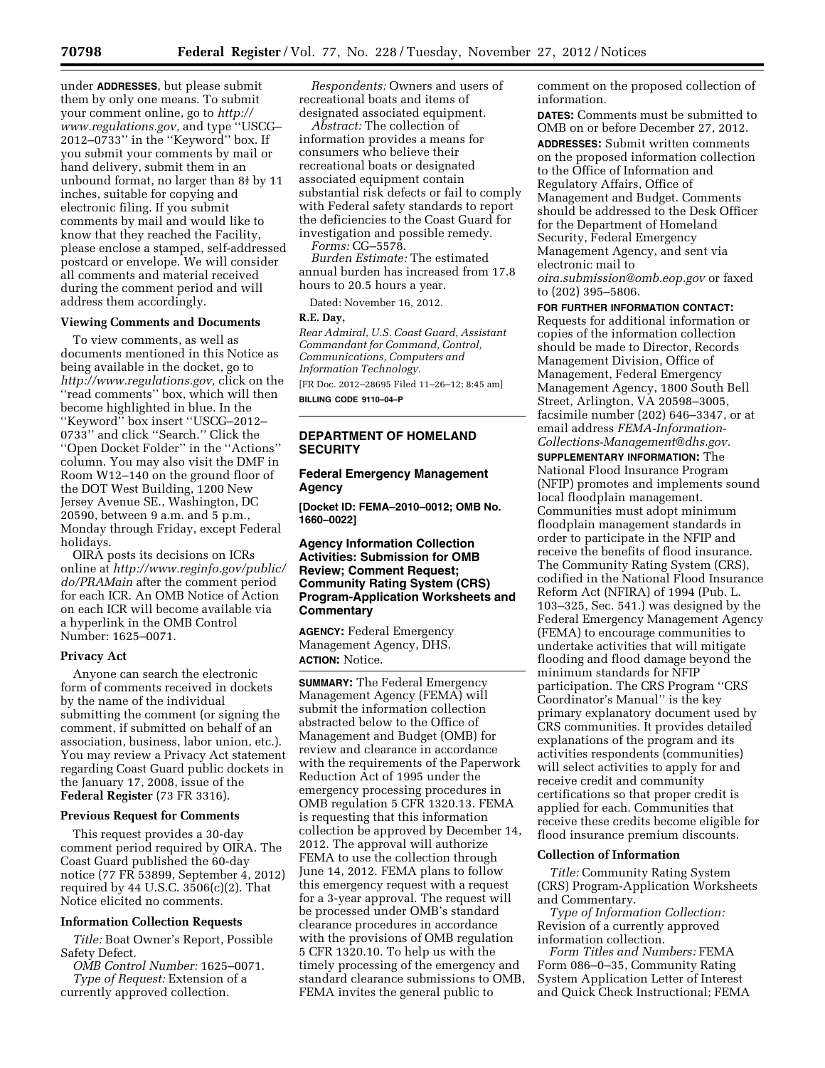under **ADDRESSES**, but please submit them by only one means. To submit your comment online, go to *http://www.regulations.gov,* and type ''USCG–2012–0733'' in the ''Keyword'' box. If you submit your comments by mail or hand delivery, submit them in an unbound format, no larger than 8½ by 11 inches, suitable for copying and electronic filing. If you submit comments by mail and would like to know that they reached the Facility, please enclose a stamped, self-addressed postcard or envelope. We will consider all comments and material received during the comment period and will address them accordingly.

### Viewing Comments and Documents

To view comments, as well as documents mentioned in this Notice as being available in the docket, go to *http://www.regulations.gov,* click on the ''read comments'' box, which will then become highlighted in blue. In the ''Keyword'' box insert ''USCG–2012–0733'' and click ''Search.'' Click the ''Open Docket Folder'' in the ''Actions'' column. You may also visit the DMF in Room W12–140 on the ground floor of the DOT West Building, 1200 New Jersey Avenue SE., Washington, DC 20590, between 9 a.m. and 5 p.m., Monday through Friday, except Federal holidays.

OIRA posts its decisions on ICRs online at *http://www.reginfo.gov/public/do/PRAMain* after the comment period for each ICR. An OMB Notice of Action on each ICR will become available via a hyperlink in the OMB Control Number: 1625–0071.

### Privacy Act

Anyone can search the electronic form of comments received in dockets by the name of the individual submitting the comment (or signing the comment, if submitted on behalf of an association, business, labor union, etc.). You may review a Privacy Act statement regarding Coast Guard public dockets in the January 17, 2008, issue of the **Federal Register** (73 FR 3316).

### Previous Request for Comments

This request provides a 30-day comment period required by OIRA. The Coast Guard published the 60-day notice (77 FR 53899, September 4, 2012) required by 44 U.S.C. 3506(c)(2). That Notice elicited no comments.

### Information Collection Requests

*Title:* Boat Owner's Report, Possible Safety Defect.

*OMB Control Number:* 1625–0071.

*Type of Request:* Extension of a currently approved collection.

*Respondents:* Owners and users of recreational boats and items of designated associated equipment.

*Abstract:* The collection of information provides a means for consumers who believe their recreational boats or designated associated equipment contain substantial risk defects or fail to comply with Federal safety standards to report the deficiencies to the Coast Guard for investigation and possible remedy.

*Forms:* CG–5578.

*Burden Estimate:* The estimated annual burden has increased from 17.8 hours to 20.5 hours a year.

Dated: November 16, 2012.

**R.E. Day,**

*Rear Admiral, U.S. Coast Guard, Assistant Commandant for Command, Control, Communications, Computers and Information Technology.*

[FR Doc. 2012–28695 Filed 11–26–12; 8:45 am]

**BILLING CODE 9110–04–P**

## DEPARTMENT OF HOMELAND SECURITY

### Federal Emergency Management Agency

**[Docket ID: FEMA–2010–0012; OMB No. 1660–0022]**

### Agency Information Collection Activities: Submission for OMB Review; Comment Request; Community Rating System (CRS) Program-Application Worksheets and Commentary

**AGENCY:** Federal Emergency Management Agency, DHS.

**ACTION:** Notice.

**SUMMARY:** The Federal Emergency Management Agency (FEMA) will submit the information collection abstracted below to the Office of Management and Budget (OMB) for review and clearance in accordance with the requirements of the Paperwork Reduction Act of 1995 under the emergency processing procedures in OMB regulation 5 CFR 1320.13. FEMA is requesting that this information collection be approved by December 14, 2012. The approval will authorize FEMA to use the collection through June 14, 2012. FEMA plans to follow this emergency request with a request for a 3-year approval. The request will be processed under OMB's standard clearance procedures in accordance with the provisions of OMB regulation 5 CFR 1320.10. To help us with the timely processing of the emergency and standard clearance submissions to OMB, FEMA invites the general public to comment on the proposed collection of information.

**DATES:** Comments must be submitted to OMB on or before December 27, 2012.

**ADDRESSES:** Submit written comments on the proposed information collection to the Office of Information and Regulatory Affairs, Office of Management and Budget. Comments should be addressed to the Desk Officer for the Department of Homeland Security, Federal Emergency Management Agency, and sent via electronic mail to *oira.submission@omb.eop.gov* or faxed to (202) 395–5806.

**FOR FURTHER INFORMATION CONTACT:** Requests for additional information or copies of the information collection should be made to Director, Records Management Division, Office of Management, Federal Emergency Management Agency, 1800 South Bell Street, Arlington, VA 20598–3005, facsimile number (202) 646–3347, or at email address *FEMA-Information-Collections-Management@dhs.gov.*

**SUPPLEMENTARY INFORMATION:** The National Flood Insurance Program (NFIP) promotes and implements sound local floodplain management. Communities must adopt minimum floodplain management standards in order to participate in the NFIP and receive the benefits of flood insurance. The Community Rating System (CRS), codified in the National Flood Insurance Reform Act (NFIRA) of 1994 (Pub. L. 103–325, Sec. 541.) was designed by the Federal Emergency Management Agency (FEMA) to encourage communities to undertake activities that will mitigate flooding and flood damage beyond the minimum standards for NFIP participation. The CRS Program ''CRS Coordinator's Manual'' is the key primary explanatory document used by CRS communities. It provides detailed explanations of the program and its activities respondents (communities) will select activities to apply for and receive credit and community certifications so that proper credit is applied for each. Communities that receive these credits become eligible for flood insurance premium discounts.

### Collection of Information

*Title:* Community Rating System (CRS) Program-Application Worksheets and Commentary.

*Type of Information Collection:* Revision of a currently approved information collection.

*Form Titles and Numbers:* FEMA Form 086–0–35, Community Rating System Application Letter of Interest and Quick Check Instructional; FEMA